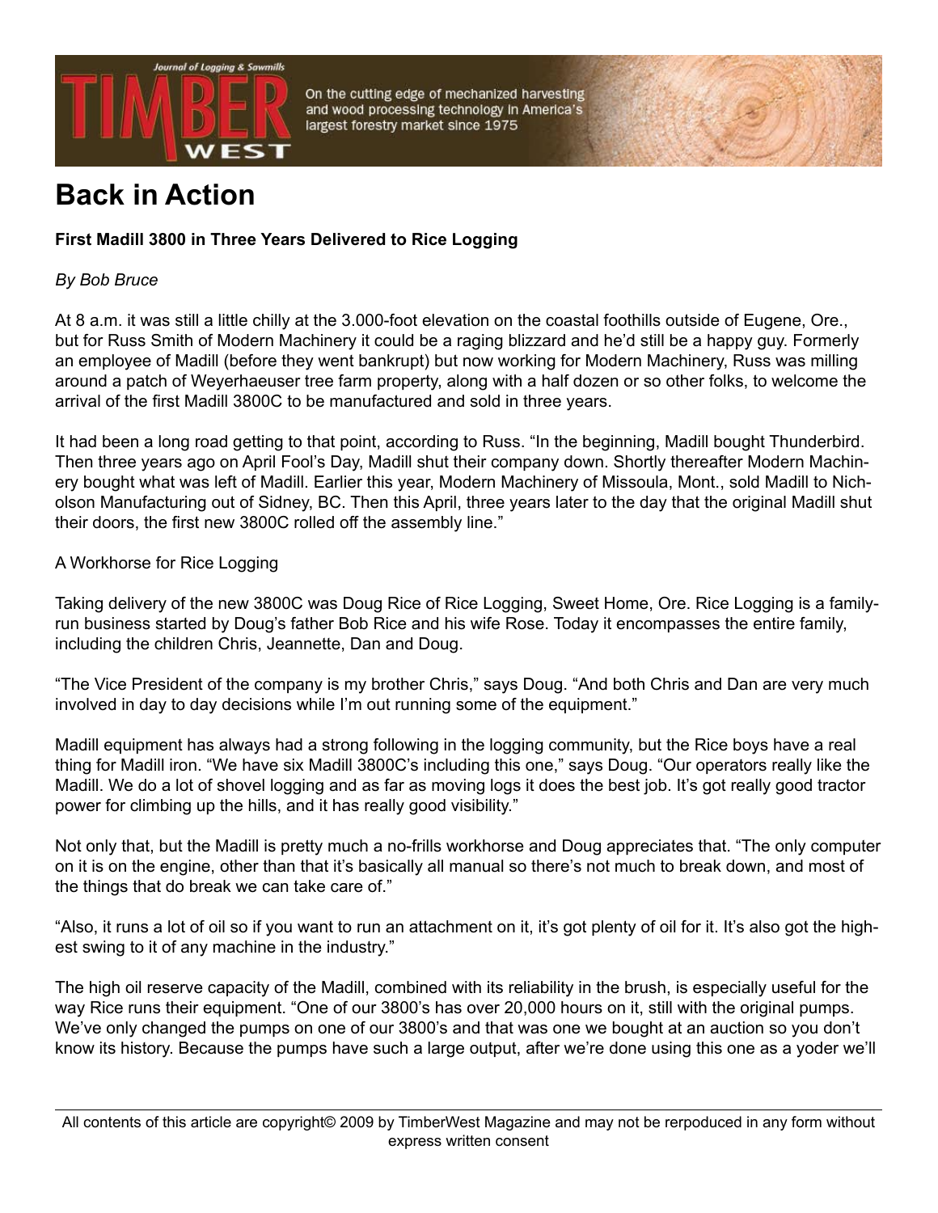# Back in Action

**First Madill 3800 in Three Years Delivered to Rice Logging**

*By Bob Bruce*

At 8 a.m. it was still a little chilly at the 3.000-foot elevation on the coastal foothills outside of Eugene, Ore., but for Russ Smith of Modern Machinery it could be a raging blizzard and he'd still be a happy guy. Formerly an employee of Madill (before they went bankrupt) but now working for Modern Machinery, Russ was milling around a patch of Weyerhaeuser tree farm property, along with a half dozen or so other folks, to welcome the arrival of the first Madill 3800C to be manufactured and sold in three years.

It had been a long road getting to that point, according to Russ. "In the beginning, Madill bought Thunderbird. Then three years ago on April Fool's Day, Madill shut their company down. Shortly thereafter Modern Machinery bought what was left of Madill. Earlier this year, Modern Machinery of Missoula, Mont., sold Madill to Nicholson Manufacturing out of Sidney, BC. Then this April, three years later to the day that the original Madill shut their doors, the first new 3800C rolled off the assembly line."

A Workhorse for Rice Logging

Taking delivery of the new 3800C was Doug Rice of Rice Logging, Sweet Home, Ore. Rice Logging is a family-run business started by Doug's father Bob Rice and his wife Rose. Today it encompasses the entire family, including the children Chris, Jeannette, Dan and Doug.

"The Vice President of the company is my brother Chris," says Doug. "And both Chris and Dan are very much involved in day to day decisions while I'm out running some of the equipment."

Madill equipment has always had a strong following in the logging community, but the Rice boys have a real thing for Madill iron. "We have six Madill 3800C's including this one," says Doug. "Our operators really like the Madill. We do a lot of shovel logging and as far as moving logs it does the best job. It's got really good tractor power for climbing up the hills, and it has really good visibility."

Not only that, but the Madill is pretty much a no-frills workhorse and Doug appreciates that. "The only computer on it is on the engine, other than that it's basically all manual so there's not much to break down, and most of the things that do break we can take care of."

"Also, it runs a lot of oil so if you want to run an attachment on it, it's got plenty of oil for it. It's also got the highest swing to it of any machine in the industry."

The high oil reserve capacity of the Madill, combined with its reliability in the brush, is especially useful for the way Rice runs their equipment. "One of our 3800's has over 20,000 hours on it, still with the original pumps. We've only changed the pumps on one of our 3800's and that was one we bought at an auction so you don't know its history. Because the pumps have such a large output, after we're done using this one as a yoder we'll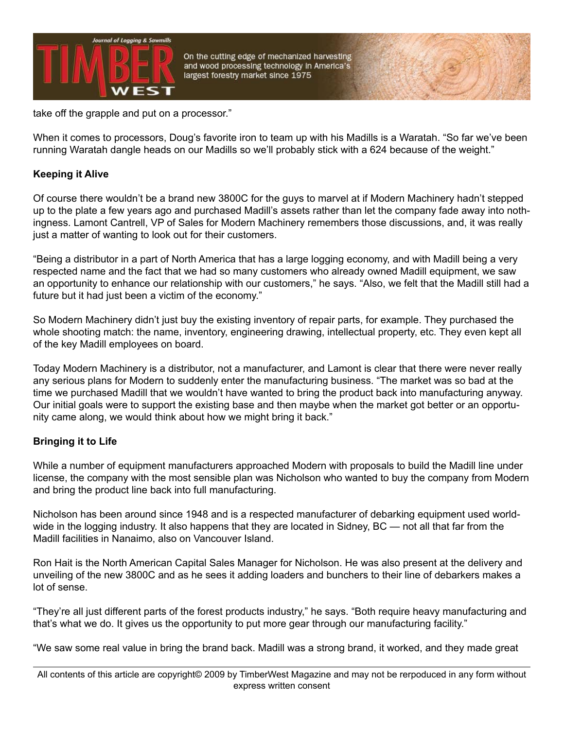take off the grapple and put on a processor."

When it comes to processors, Doug's favorite iron to team up with his Madills is a Waratah. "So far we've been running Waratah dangle heads on our Madills so we'll probably stick with a 624 because of the weight."

**Keeping it Alive**

Of course there wouldn't be a brand new 3800C for the guys to marvel at if Modern Machinery hadn't stepped up to the plate a few years ago and purchased Madill's assets rather than let the company fade away into nothingness. Lamont Cantrell, VP of Sales for Modern Machinery remembers those discussions, and, it was really just a matter of wanting to look out for their customers.

"Being a distributor in a part of North America that has a large logging economy, and with Madill being a very respected name and the fact that we had so many customers who already owned Madill equipment, we saw an opportunity to enhance our relationship with our customers," he says. "Also, we felt that the Madill still had a future but it had just been a victim of the economy."

So Modern Machinery didn't just buy the existing inventory of repair parts, for example. They purchased the whole shooting match: the name, inventory, engineering drawing, intellectual property, etc. They even kept all of the key Madill employees on board.

Today Modern Machinery is a distributor, not a manufacturer, and Lamont is clear that there were never really any serious plans for Modern to suddenly enter the manufacturing business. "The market was so bad at the time we purchased Madill that we wouldn't have wanted to bring the product back into manufacturing anyway. Our initial goals were to support the existing base and then maybe when the market got better or an opportunity came along, we would think about how we might bring it back."

**Bringing it to Life**

While a number of equipment manufacturers approached Modern with proposals to build the Madill line under license, the company with the most sensible plan was Nicholson who wanted to buy the company from Modern and bring the product line back into full manufacturing.

Nicholson has been around since 1948 and is a respected manufacturer of debarking equipment used worldwide in the logging industry. It also happens that they are located in Sidney, BC — not all that far from the Madill facilities in Nanaimo, also on Vancouver Island.

Ron Hait is the North American Capital Sales Manager for Nicholson. He was also present at the delivery and unveiling of the new 3800C and as he sees it adding loaders and bunchers to their line of debarkers makes a lot of sense.

"They're all just different parts of the forest products industry," he says. "Both require heavy manufacturing and that's what we do. It gives us the opportunity to put more gear through our manufacturing facility."

"We saw some real value in bring the brand back. Madill was a strong brand, it worked, and they made great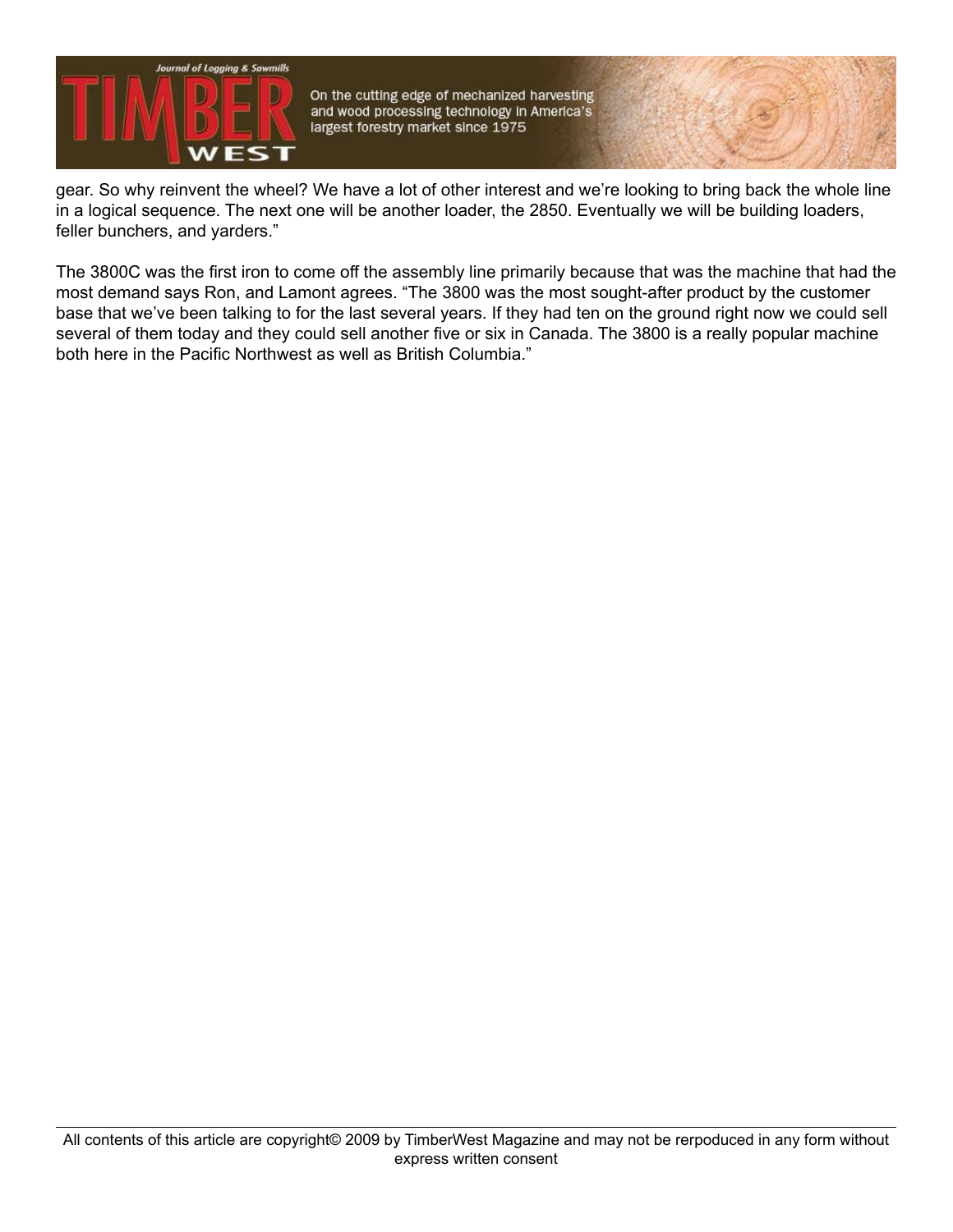gear. So why reinvent the wheel? We have a lot of other interest and we're looking to bring back the whole line in a logical sequence. The next one will be another loader, the 2850. Eventually we will be building loaders, feller bunchers, and yarders."

The 3800C was the first iron to come off the assembly line primarily because that was the machine that had the most demand says Ron, and Lamont agrees. "The 3800 was the most sought-after product by the customer base that we've been talking to for the last several years. If they had ten on the ground right now we could sell several of them today and they could sell another five or six in Canada. The 3800 is a really popular machine both here in the Pacific Northwest as well as British Columbia."